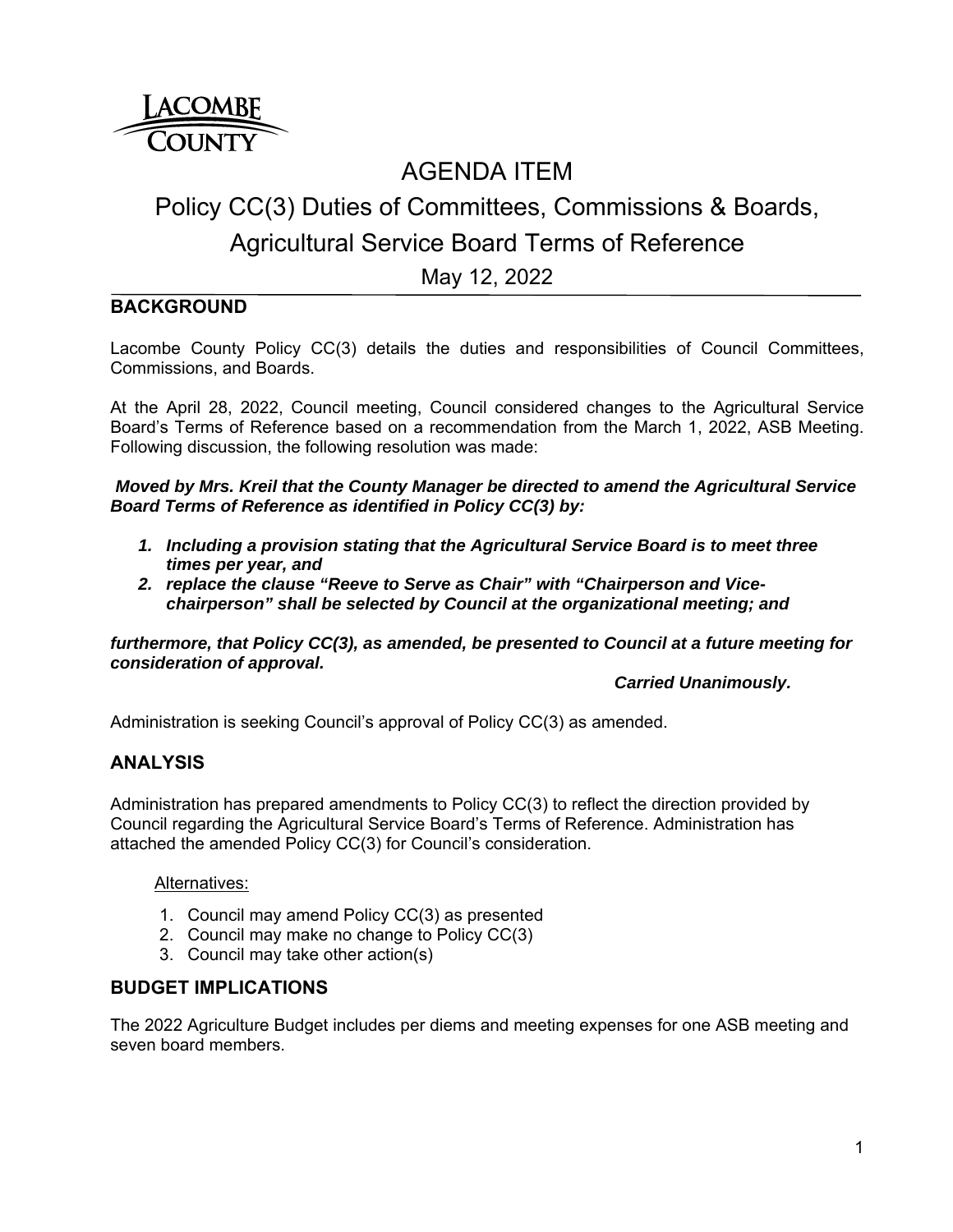LACOMBE COUNTY

# AGENDA ITEM

# Policy CC(3) Duties of Committees, Commissions & Boards, Agricultural Service Board Terms of Reference

May 12, 2022

## BACKGROUND

Lacombe County Policy CC(3) details the duties and responsibilities of Council Committees, Commissions, and Boards.

At the April 28, 2022, Council meeting, Council considered changes to the Agricultural Service Board's Terms of Reference based on a recommendation from the March 1, 2022, ASB Meeting. Following discussion, the following resolution was made:

***Moved by Mrs. Kreil that the County Manager be directed to amend the Agricultural Service Board Terms of Reference as identified in Policy CC(3) by:***

1. ***Including a provision stating that the Agricultural Service Board is to meet three times per year, and***
2. ***replace the clause "Reeve to Serve as Chair" with "Chairperson and Vice-chairperson" shall be selected by Council at the organizational meeting; and***

***furthermore, that Policy CC(3), as amended, be presented to Council at a future meeting for consideration of approval.***

***Carried Unanimously.***

Administration is seeking Council's approval of Policy CC(3) as amended.

## ANALYSIS

Administration has prepared amendments to Policy CC(3) to reflect the direction provided by Council regarding the Agricultural Service Board's Terms of Reference. Administration has attached the amended Policy CC(3) for Council's consideration.

Alternatives:

1. Council may amend Policy CC(3) as presented
2. Council may make no change to Policy CC(3)
3. Council may take other action(s)

## BUDGET IMPLICATIONS

The 2022 Agriculture Budget includes per diems and meeting expenses for one ASB meeting and seven board members.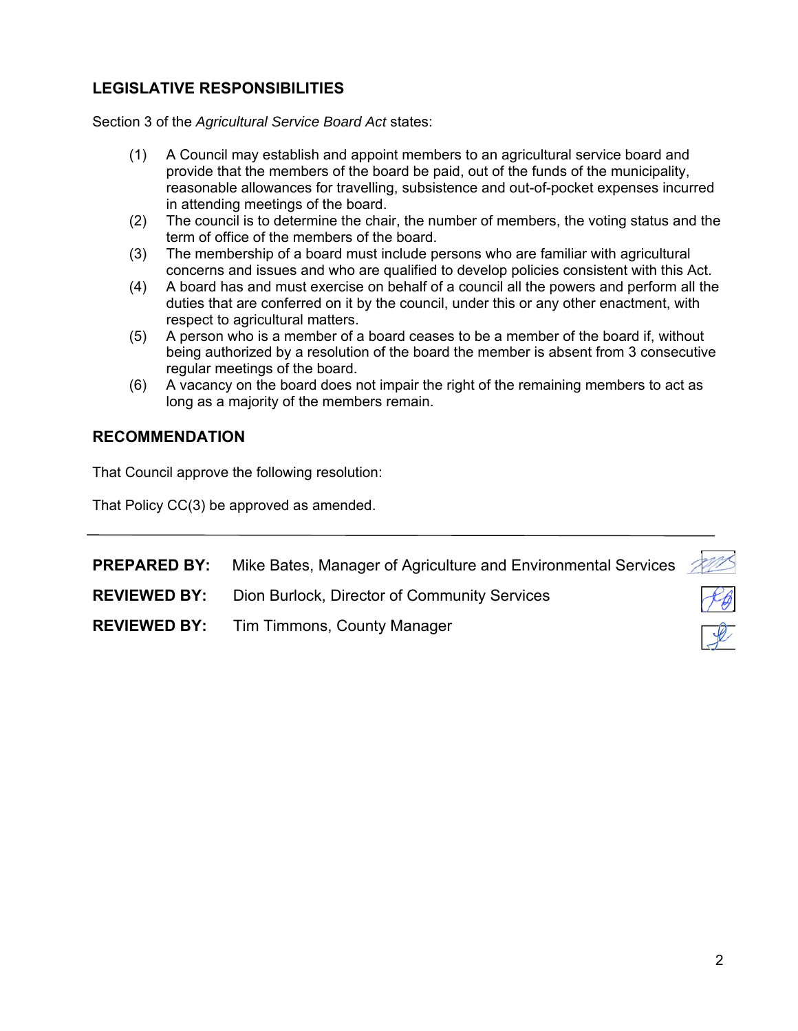## LEGISLATIVE RESPONSIBILITIES

Section 3 of the *Agricultural Service Board Act* states:

(1) A Council may establish and appoint members to an agricultural service board and provide that the members of the board be paid, out of the funds of the municipality, reasonable allowances for travelling, subsistence and out-of-pocket expenses incurred in attending meetings of the board.
(2) The council is to determine the chair, the number of members, the voting status and the term of office of the members of the board.
(3) The membership of a board must include persons who are familiar with agricultural concerns and issues and who are qualified to develop policies consistent with this Act.
(4) A board has and must exercise on behalf of a council all the powers and perform all the duties that are conferred on it by the council, under this or any other enactment, with respect to agricultural matters.
(5) A person who is a member of a board ceases to be a member of the board if, without being authorized by a resolution of the board the member is absent from 3 consecutive regular meetings of the board.
(6) A vacancy on the board does not impair the right of the remaining members to act as long as a majority of the members remain.

## RECOMMENDATION

That Council approve the following resolution:

That Policy CC(3) be approved as amended.

---

**PREPARED BY:** Mike Bates, Manager of Agriculture and Environmental Services

**REVIEWED BY:** Dion Burlock, Director of Community Services

**REVIEWED BY:** Tim Timmons, County Manager